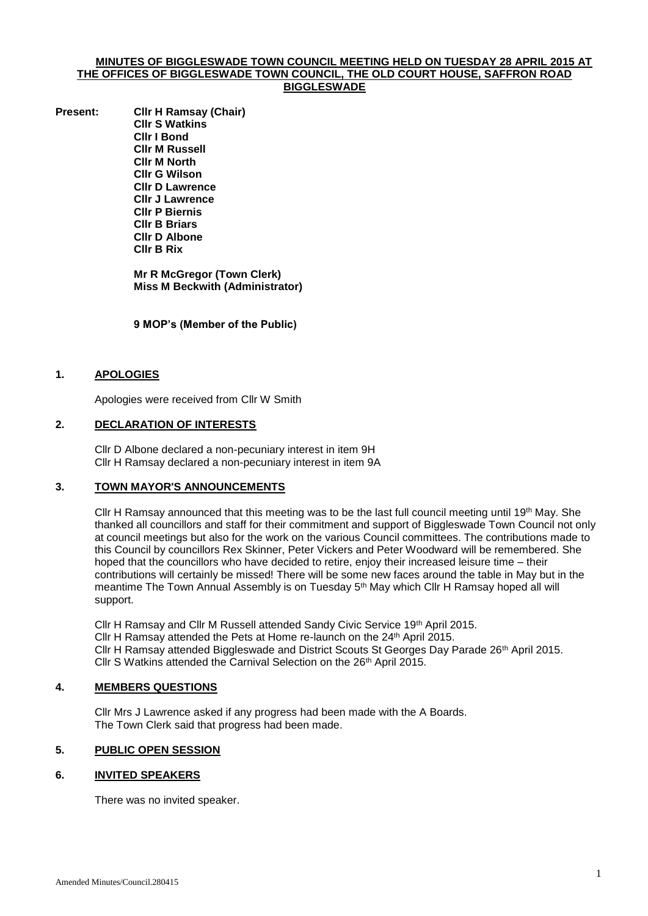**MINUTES OF BIGGLESWADE TOWN COUNCIL MEETING HELD ON TUESDAY 28 APRIL 2015 AT THE OFFICES OF BIGGLESWADE TOWN COUNCIL, THE OLD COURT HOUSE, SAFFRON ROAD BIGGLESWADE**

**Present:**
**Cllr H Ramsay (Chair)**
**Cllr S Watkins**
**Cllr I Bond**
**Cllr M Russell**
**Cllr M North**
**Cllr G Wilson**
**Cllr D Lawrence**
**Cllr J Lawrence**
**Cllr P Biernis**
**Cllr B Briars**
**Cllr D Albone**
**Cllr B Rix**

**Mr R McGregor (Town Clerk)**
**Miss M Beckwith (Administrator)**

**9 MOP's (Member of the Public)**

## 1. APOLOGIES

Apologies were received from Cllr W Smith

## 2. DECLARATION OF INTERESTS

Cllr D Albone declared a non-pecuniary interest in item 9H
Cllr H Ramsay declared a non-pecuniary interest in item 9A

## 3. TOWN MAYOR'S ANNOUNCEMENTS

Cllr H Ramsay announced that this meeting was to be the last full council meeting until 19th May. She thanked all councillors and staff for their commitment and support of Biggleswade Town Council not only at council meetings but also for the work on the various Council committees. The contributions made to this Council by councillors Rex Skinner, Peter Vickers and Peter Woodward will be remembered. She hoped that the councillors who have decided to retire, enjoy their increased leisure time – their contributions will certainly be missed! There will be some new faces around the table in May but in the meantime The Town Annual Assembly is on Tuesday 5th May which Cllr H Ramsay hoped all will support.

Cllr H Ramsay and Cllr M Russell attended Sandy Civic Service 19th April 2015.
Cllr H Ramsay attended the Pets at Home re-launch on the 24th April 2015.
Cllr H Ramsay attended Biggleswade and District Scouts St Georges Day Parade 26th April 2015.
Cllr S Watkins attended the Carnival Selection on the 26th April 2015.

## 4. MEMBERS QUESTIONS

Cllr Mrs J Lawrence asked if any progress had been made with the A Boards.
The Town Clerk said that progress had been made.

## 5. PUBLIC OPEN SESSION

## 6. INVITED SPEAKERS

There was no invited speaker.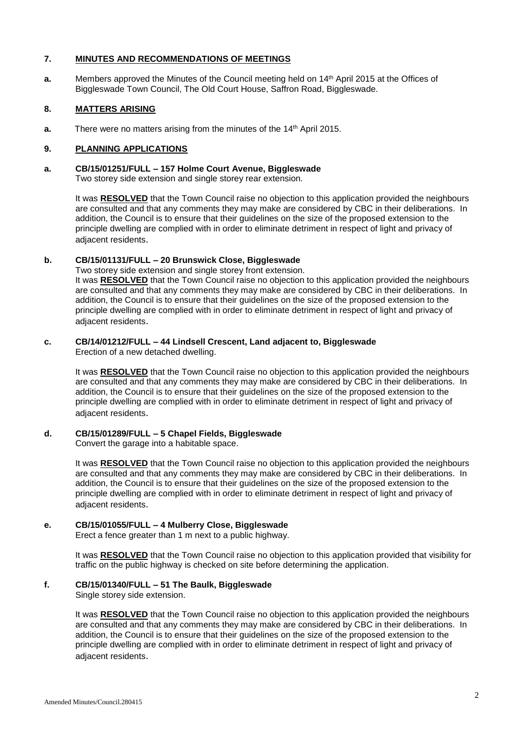## 7. MINUTES AND RECOMMENDATIONS OF MEETINGS

**a.** Members approved the Minutes of the Council meeting held on 14th April 2015 at the Offices of Biggleswade Town Council, The Old Court House, Saffron Road, Biggleswade.

## 8. MATTERS ARISING

**a.** There were no matters arising from the minutes of the 14th April 2015.

## 9. PLANNING APPLICATIONS

**a. CB/15/01251/FULL – 157 Holme Court Avenue, Biggleswade**
Two storey side extension and single storey rear extension.

It was **RESOLVED** that the Town Council raise no objection to this application provided the neighbours are consulted and that any comments they may make are considered by CBC in their deliberations. In addition, the Council is to ensure that their guidelines on the size of the proposed extension to the principle dwelling are complied with in order to eliminate detriment in respect of light and privacy of adjacent residents.

**b. CB/15/01131/FULL – 20 Brunswick Close, Biggleswade**
Two storey side extension and single storey front extension.
It was **RESOLVED** that the Town Council raise no objection to this application provided the neighbours are consulted and that any comments they may make are considered by CBC in their deliberations. In addition, the Council is to ensure that their guidelines on the size of the proposed extension to the principle dwelling are complied with in order to eliminate detriment in respect of light and privacy of adjacent residents.

**c. CB/14/01212/FULL – 44 Lindsell Crescent, Land adjacent to, Biggleswade**
Erection of a new detached dwelling.

It was **RESOLVED** that the Town Council raise no objection to this application provided the neighbours are consulted and that any comments they may make are considered by CBC in their deliberations. In addition, the Council is to ensure that their guidelines on the size of the proposed extension to the principle dwelling are complied with in order to eliminate detriment in respect of light and privacy of adjacent residents.

**d. CB/15/01289/FULL – 5 Chapel Fields, Biggleswade**
Convert the garage into a habitable space.

It was **RESOLVED** that the Town Council raise no objection to this application provided the neighbours are consulted and that any comments they may make are considered by CBC in their deliberations. In addition, the Council is to ensure that their guidelines on the size of the proposed extension to the principle dwelling are complied with in order to eliminate detriment in respect of light and privacy of adjacent residents.

**e. CB/15/01055/FULL – 4 Mulberry Close, Biggleswade**
Erect a fence greater than 1 m next to a public highway.

It was **RESOLVED** that the Town Council raise no objection to this application provided that visibility for traffic on the public highway is checked on site before determining the application.

**f. CB/15/01340/FULL – 51 The Baulk, Biggleswade**
Single storey side extension.

It was **RESOLVED** that the Town Council raise no objection to this application provided the neighbours are consulted and that any comments they may make are considered by CBC in their deliberations. In addition, the Council is to ensure that their guidelines on the size of the proposed extension to the principle dwelling are complied with in order to eliminate detriment in respect of light and privacy of adjacent residents.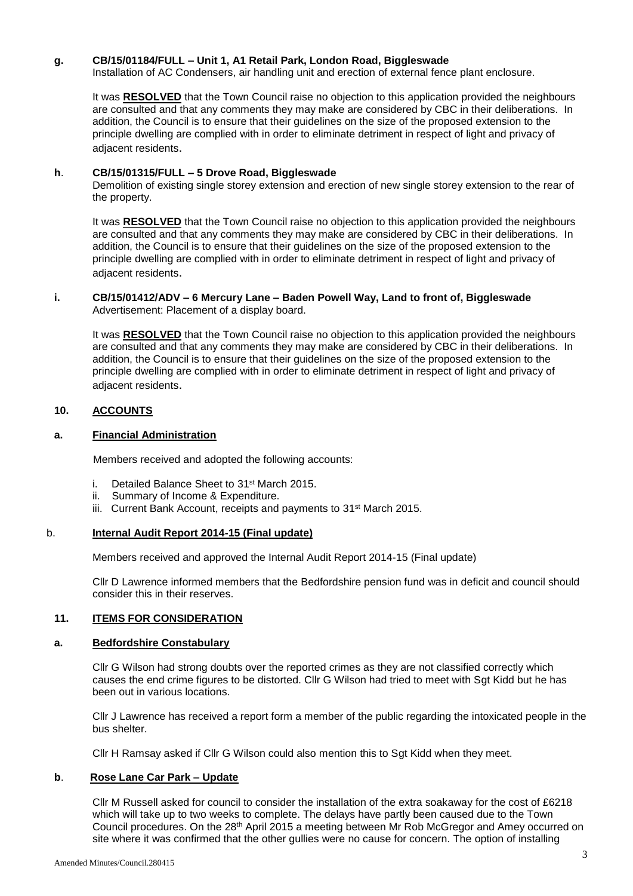**g. CB/15/01184/FULL – Unit 1, A1 Retail Park, London Road, Biggleswade**

Installation of AC Condensers, air handling unit and erection of external fence plant enclosure.

It was **RESOLVED** that the Town Council raise no objection to this application provided the neighbours are consulted and that any comments they may make are considered by CBC in their deliberations. In addition, the Council is to ensure that their guidelines on the size of the proposed extension to the principle dwelling are complied with in order to eliminate detriment in respect of light and privacy of adjacent residents.

**h. CB/15/01315/FULL – 5 Drove Road, Biggleswade**

Demolition of existing single storey extension and erection of new single storey extension to the rear of the property.

It was **RESOLVED** that the Town Council raise no objection to this application provided the neighbours are consulted and that any comments they may make are considered by CBC in their deliberations. In addition, the Council is to ensure that their guidelines on the size of the proposed extension to the principle dwelling are complied with in order to eliminate detriment in respect of light and privacy of adjacent residents.

**i. CB/15/01412/ADV – 6 Mercury Lane – Baden Powell Way, Land to front of, Biggleswade**

Advertisement: Placement of a display board.

It was **RESOLVED** that the Town Council raise no objection to this application provided the neighbours are consulted and that any comments they may make are considered by CBC in their deliberations. In addition, the Council is to ensure that their guidelines on the size of the proposed extension to the principle dwelling are complied with in order to eliminate detriment in respect of light and privacy of adjacent residents.

## 10. ACCOUNTS

### a. Financial Administration

Members received and adopted the following accounts:

i. Detailed Balance Sheet to 31st March 2015.
ii. Summary of Income & Expenditure.
iii. Current Bank Account, receipts and payments to 31st March 2015.

### b. Internal Audit Report 2014-15 (Final update)

Members received and approved the Internal Audit Report 2014-15 (Final update)

Cllr D Lawrence informed members that the Bedfordshire pension fund was in deficit and council should consider this in their reserves.

## 11. ITEMS FOR CONSIDERATION

### a. Bedfordshire Constabulary

Cllr G Wilson had strong doubts over the reported crimes as they are not classified correctly which causes the end crime figures to be distorted. Cllr G Wilson had tried to meet with Sgt Kidd but he has been out in various locations.

Cllr J Lawrence has received a report form a member of the public regarding the intoxicated people in the bus shelter.

Cllr H Ramsay asked if Cllr G Wilson could also mention this to Sgt Kidd when they meet.

### b. Rose Lane Car Park – Update

Cllr M Russell asked for council to consider the installation of the extra soakaway for the cost of £6218 which will take up to two weeks to complete. The delays have partly been caused due to the Town Council procedures. On the 28th April 2015 a meeting between Mr Rob McGregor and Amey occurred on site where it was confirmed that the other gullies were no cause for concern. The option of installing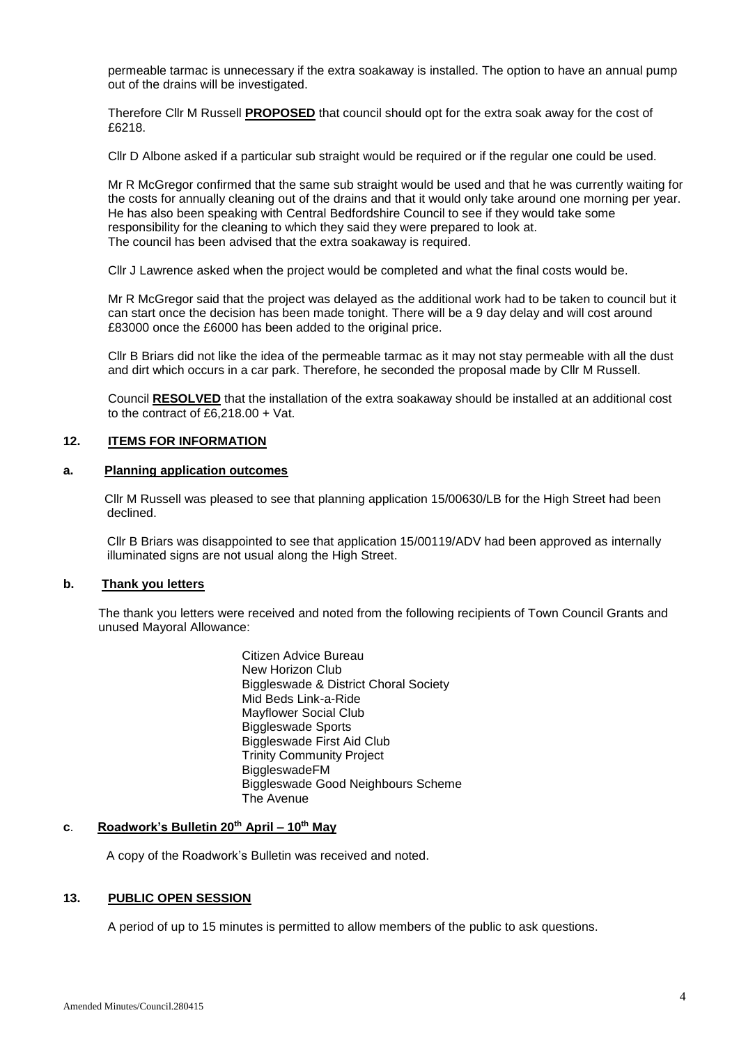permeable tarmac is unnecessary if the extra soakaway is installed. The option to have an annual pump out of the drains will be investigated.

Therefore Cllr M Russell **PROPOSED** that council should opt for the extra soak away for the cost of £6218.

Cllr D Albone asked if a particular sub straight would be required or if the regular one could be used.

Mr R McGregor confirmed that the same sub straight would be used and that he was currently waiting for the costs for annually cleaning out of the drains and that it would only take around one morning per year. He has also been speaking with Central Bedfordshire Council to see if they would take some responsibility for the cleaning to which they said they were prepared to look at.
The council has been advised that the extra soakaway is required.

Cllr J Lawrence asked when the project would be completed and what the final costs would be.

Mr R McGregor said that the project was delayed as the additional work had to be taken to council but it can start once the decision has been made tonight. There will be a 9 day delay and will cost around £83000 once the £6000 has been added to the original price.

Cllr B Briars did not like the idea of the permeable tarmac as it may not stay permeable with all the dust and dirt which occurs in a car park. Therefore, he seconded the proposal made by Cllr M Russell.

Council **RESOLVED** that the installation of the extra soakaway should be installed at an additional cost to the contract of £6,218.00 + Vat.

## 12. ITEMS FOR INFORMATION

### a. Planning application outcomes

Cllr M Russell was pleased to see that planning application 15/00630/LB for the High Street had been declined.

Cllr B Briars was disappointed to see that application 15/00119/ADV had been approved as internally illuminated signs are not usual along the High Street.

### b. Thank you letters

The thank you letters were received and noted from the following recipients of Town Council Grants and unused Mayoral Allowance:

- Citizen Advice Bureau
- New Horizon Club
- Biggleswade & District Choral Society
- Mid Beds Link-a-Ride
- Mayflower Social Club
- Biggleswade Sports
- Biggleswade First Aid Club
- Trinity Community Project
- BiggleswadeFM
- Biggleswade Good Neighbours Scheme
- The Avenue

### c. Roadwork's Bulletin 20th April – 10th May

A copy of the Roadwork's Bulletin was received and noted.

## 13. PUBLIC OPEN SESSION

A period of up to 15 minutes is permitted to allow members of the public to ask questions.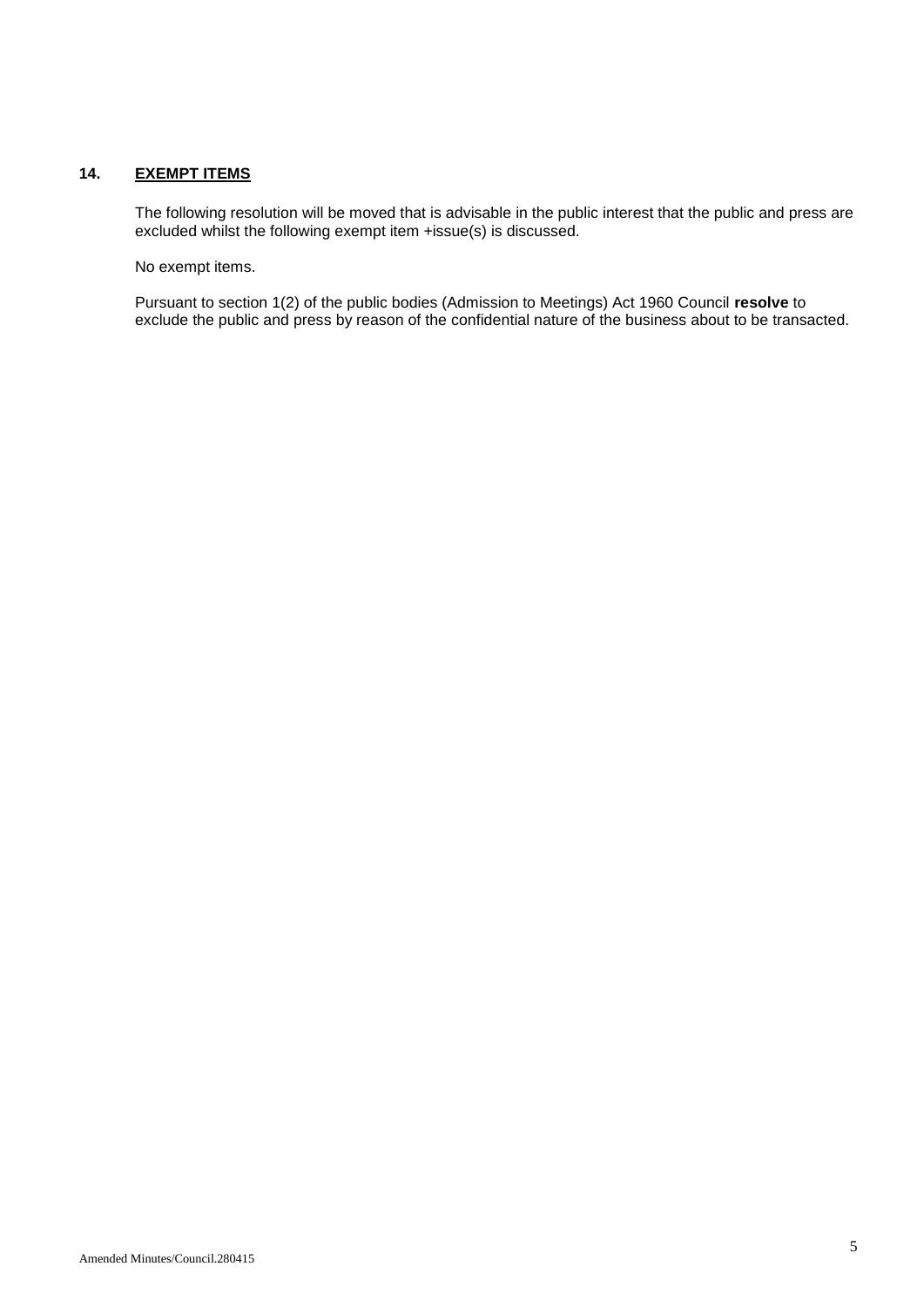## 14. **EXEMPT ITEMS**

The following resolution will be moved that is advisable in the public interest that the public and press are excluded whilst the following exempt item +issue(s) is discussed.

No exempt items.

Pursuant to section 1(2) of the public bodies (Admission to Meetings) Act 1960 Council **resolve** to exclude the public and press by reason of the confidential nature of the business about to be transacted.